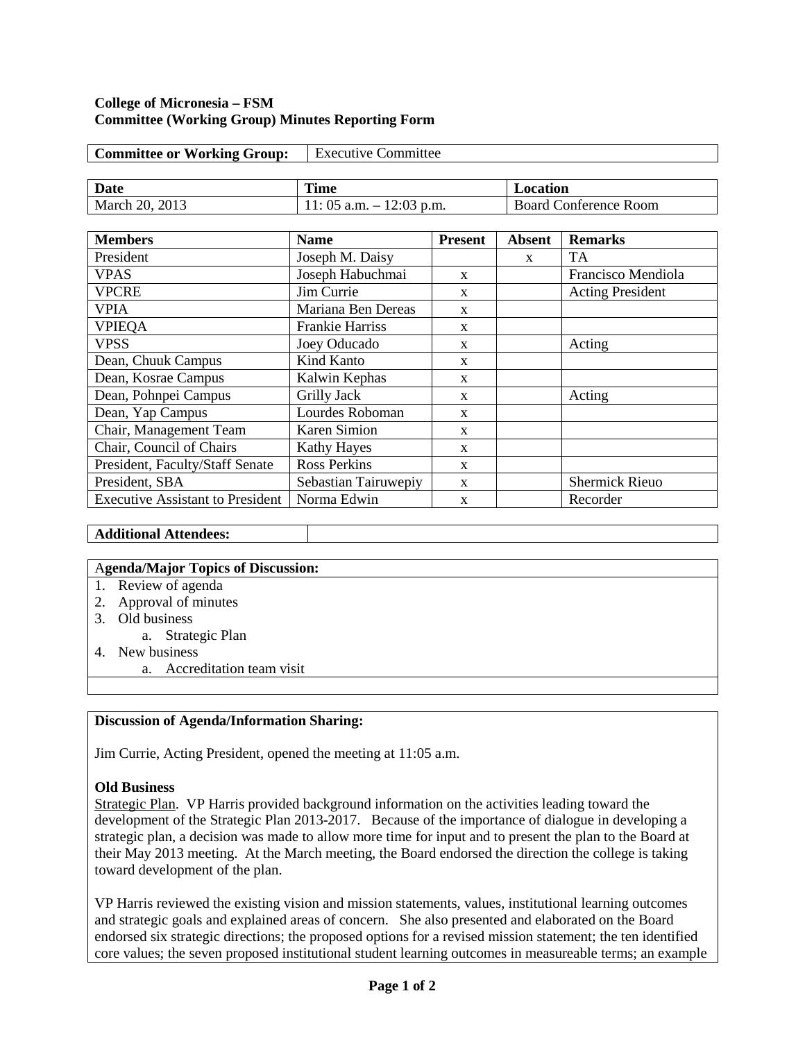**College of Micronesia – FSM**
**Committee (Working Group) Minutes Reporting Form**

| **Committee or Working Group:** | Executive Committee |
|---|---|

| **Date** | **Time** | **Location** |
|---|---|---|
| March 20, 2013 | 11: 05 a.m. – 12:03 p.m. | Board Conference Room |

| **Members** | **Name** | **Present** | **Absent** | **Remarks** |
|---|---|---|---|---|
| President | Joseph M. Daisy | | x | TA |
| VPAS | Joseph Habuchmai | x | | Francisco Mendiola |
| VPCRE | Jim Currie | x | | Acting President |
| VPIA | Mariana Ben Dereas | x | | |
| VPIEQA | Frankie Harriss | x | | |
| VPSS | Joey Oducado | x | | Acting |
| Dean, Chuuk Campus | Kind Kanto | x | | |
| Dean, Kosrae Campus | Kalwin Kephas | x | | |
| Dean, Pohnpei Campus | Grilly Jack | x | | Acting |
| Dean, Yap Campus | Lourdes Roboman | x | | |
| Chair, Management Team | Karen Simion | x | | |
| Chair, Council of Chairs | Kathy Hayes | x | | |
| President, Faculty/Staff Senate | Ross Perkins | x | | |
| President, SBA | Sebastian Tairuwepiy | x | | Shermick Rieuo |
| Executive Assistant to President | Norma Edwin | x | | Recorder |

| **Additional Attendees:** | |
|---|---|

**Agenda/Major Topics of Discussion:**

1. Review of agenda
2. Approval of minutes
3. Old business
   a. Strategic Plan
4. New business
   a. Accreditation team visit

**Discussion of Agenda/Information Sharing:**

Jim Currie, Acting President, opened the meeting at 11:05 a.m.

**Old Business**

Strategic Plan. VP Harris provided background information on the activities leading toward the development of the Strategic Plan 2013-2017. Because of the importance of dialogue in developing a strategic plan, a decision was made to allow more time for input and to present the plan to the Board at their May 2013 meeting. At the March meeting, the Board endorsed the direction the college is taking toward development of the plan.

VP Harris reviewed the existing vision and mission statements, values, institutional learning outcomes and strategic goals and explained areas of concern. She also presented and elaborated on the Board endorsed six strategic directions; the proposed options for a revised mission statement; the ten identified core values; the seven proposed institutional student learning outcomes in measureable terms; an example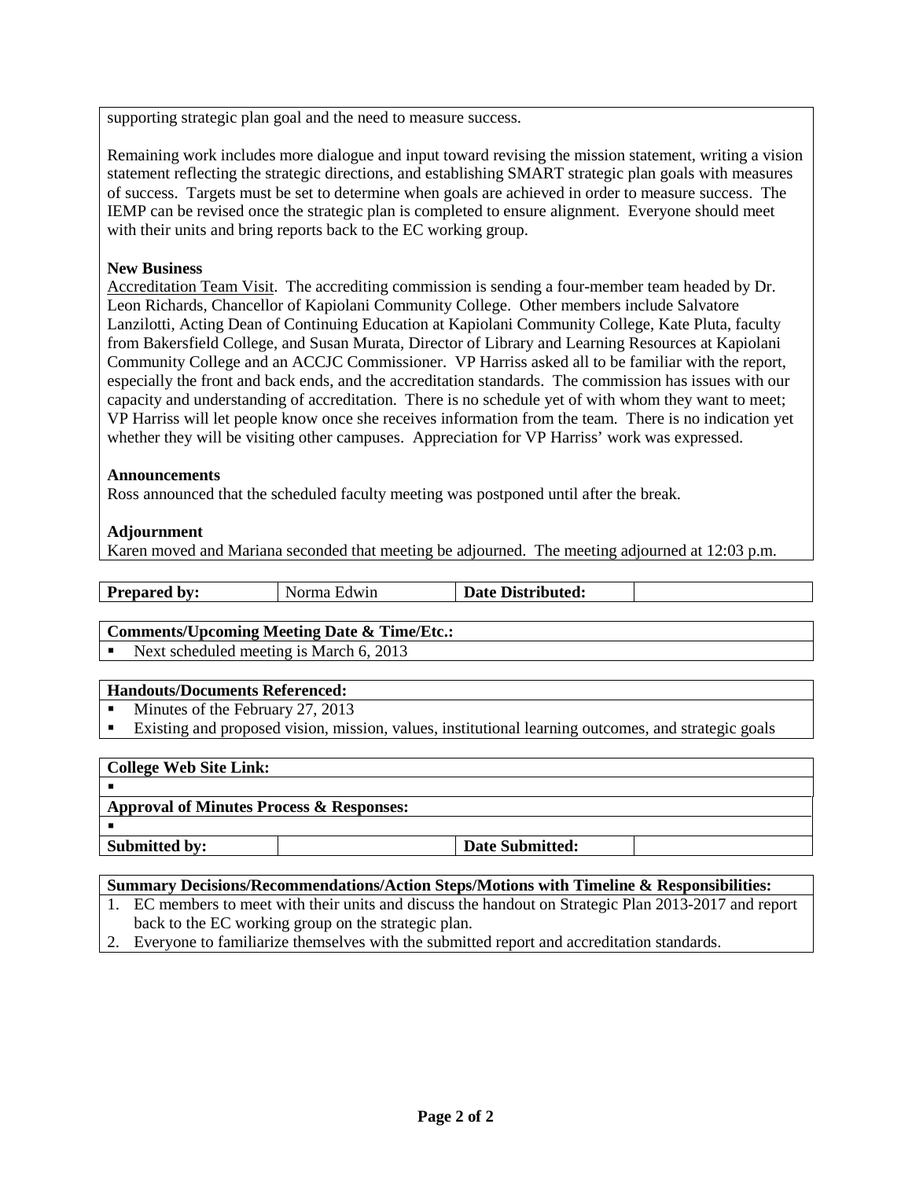supporting strategic plan goal and the need to measure success.

Remaining work includes more dialogue and input toward revising the mission statement, writing a vision statement reflecting the strategic directions, and establishing SMART strategic plan goals with measures of success. Targets must be set to determine when goals are achieved in order to measure success. The IEMP can be revised once the strategic plan is completed to ensure alignment. Everyone should meet with their units and bring reports back to the EC working group.

**New Business**

Accreditation Team Visit. The accrediting commission is sending a four-member team headed by Dr. Leon Richards, Chancellor of Kapiolani Community College. Other members include Salvatore Lanzilotti, Acting Dean of Continuing Education at Kapiolani Community College, Kate Pluta, faculty from Bakersfield College, and Susan Murata, Director of Library and Learning Resources at Kapiolani Community College and an ACCJC Commissioner. VP Harriss asked all to be familiar with the report, especially the front and back ends, and the accreditation standards. The commission has issues with our capacity and understanding of accreditation. There is no schedule yet of with whom they want to meet; VP Harriss will let people know once she receives information from the team. There is no indication yet whether they will be visiting other campuses. Appreciation for VP Harriss' work was expressed.

**Announcements**

Ross announced that the scheduled faculty meeting was postponed until after the break.

**Adjournment**

Karen moved and Mariana seconded that meeting be adjourned. The meeting adjourned at 12:03 p.m.

| | | | |
|---|---|---|---|
| **Prepared by:** | Norma Edwin | **Date Distributed:** | |

**Comments/Upcoming Meeting Date & Time/Etc.:**
- Next scheduled meeting is March 6, 2013

**Handouts/Documents Referenced:**
- Minutes of the February 27, 2013
- Existing and proposed vision, mission, values, institutional learning outcomes, and strategic goals

**College Web Site Link:**
- 

**Approval of Minutes Process & Responses:**
- 

| | | | |
|---|---|---|---|
| **Submitted by:** | | **Date Submitted:** | |

**Summary Decisions/Recommendations/Action Steps/Motions with Timeline & Responsibilities:**
1. EC members to meet with their units and discuss the handout on Strategic Plan 2013-2017 and report back to the EC working group on the strategic plan.
2. Everyone to familiarize themselves with the submitted report and accreditation standards.